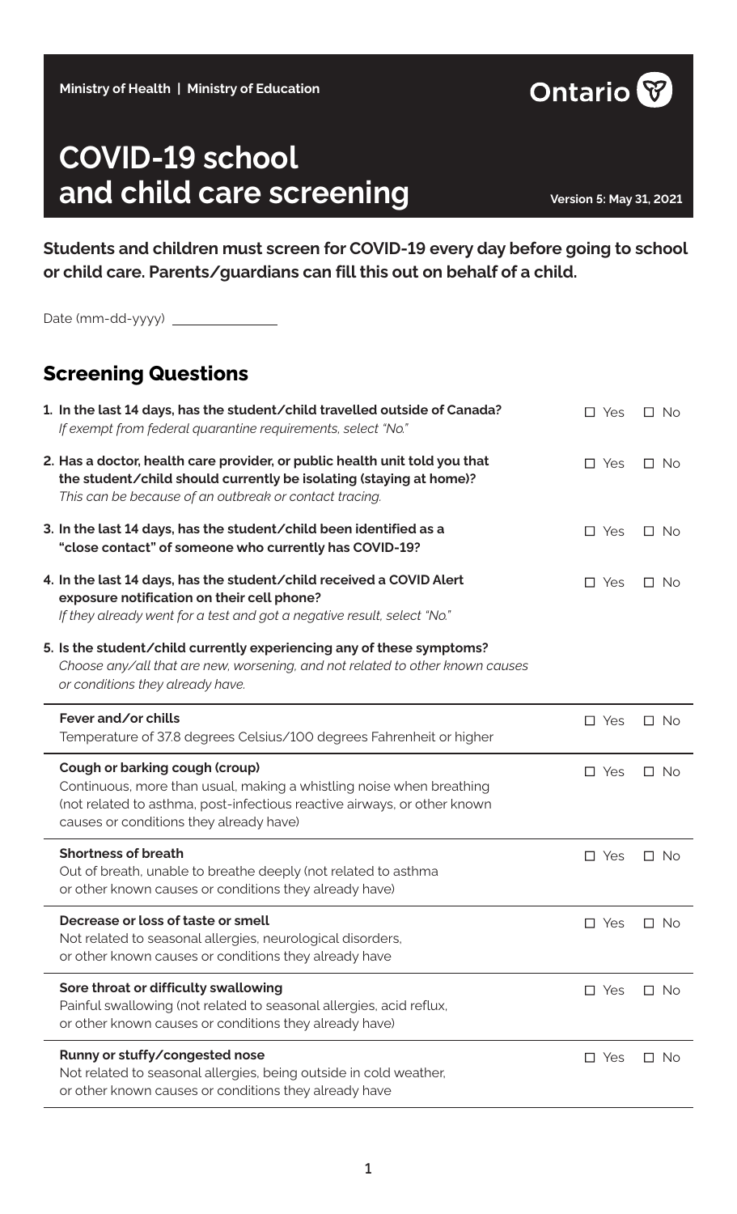Ministry of Health | Ministry of Education

Ontario

# COVID-19 school and child care screening

Version 5: May 31, 2021

**Students and children must screen for COVID-19 every day before going to school or child care. Parents/guardians can fill this out on behalf of a child.**

Date (mm-dd-yyyy) ______________

## Screening Questions

**1. In the last 14 days, has the student/child travelled outside of Canada?** ☐ Yes ☐ No
*If exempt from federal quarantine requirements, select "No."*

**2. Has a doctor, health care provider, or public health unit told you that the student/child should currently be isolating (staying at home)?** ☐ Yes ☐ No
*This can be because of an outbreak or contact tracing.*

**3. In the last 14 days, has the student/child been identified as a "close contact" of someone who currently has COVID-19?** ☐ Yes ☐ No

**4. In the last 14 days, has the student/child received a COVID Alert exposure notification on their cell phone?** ☐ Yes ☐ No
*If they already went for a test and got a negative result, select "No."*

**5. Is the student/child currently experiencing any of these symptoms?**
*Choose any/all that are new, worsening, and not related to other known causes or conditions they already have.*

| Symptom | Yes | No |
|---|---|---|
| **Fever and/or chills**<br>Temperature of 37.8 degrees Celsius/100 degrees Fahrenheit or higher | ☐ Yes | ☐ No |
| **Cough or barking cough (croup)**<br>Continuous, more than usual, making a whistling noise when breathing (not related to asthma, post-infectious reactive airways, or other known causes or conditions they already have) | ☐ Yes | ☐ No |
| **Shortness of breath**<br>Out of breath, unable to breathe deeply (not related to asthma or other known causes or conditions they already have) | ☐ Yes | ☐ No |
| **Decrease or loss of taste or smell**<br>Not related to seasonal allergies, neurological disorders, or other known causes or conditions they already have | ☐ Yes | ☐ No |
| **Sore throat or difficulty swallowing**<br>Painful swallowing (not related to seasonal allergies, acid reflux, or other known causes or conditions they already have) | ☐ Yes | ☐ No |
| **Runny or stuffy/congested nose**<br>Not related to seasonal allergies, being outside in cold weather, or other known causes or conditions they already have | ☐ Yes | ☐ No |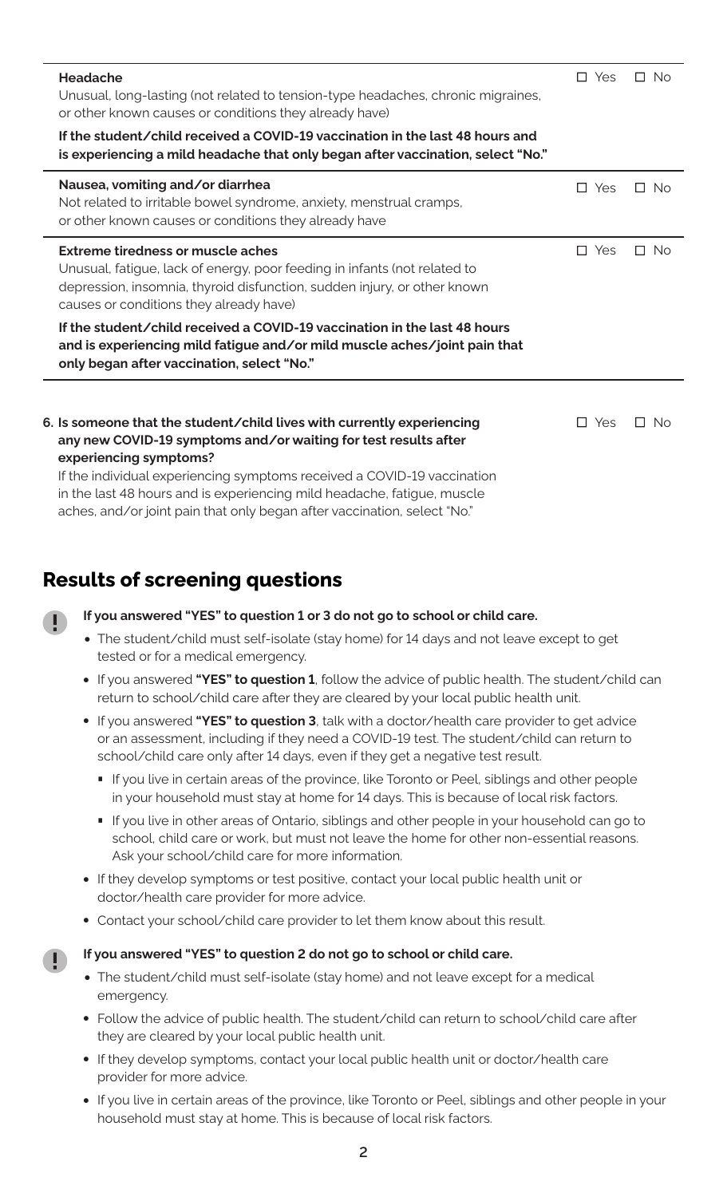| | | |
|---|---|---|
| **Headache**<br>Unusual, long-lasting (not related to tension-type headaches, chronic migraines, or other known causes or conditions they already have)<br><br>**If the student/child received a COVID-19 vaccination in the last 48 hours and is experiencing a mild headache that only began after vaccination, select "No."** | ☐ Yes | ☐ No |
| **Nausea, vomiting and/or diarrhea**<br>Not related to irritable bowel syndrome, anxiety, menstrual cramps, or other known causes or conditions they already have | ☐ Yes | ☐ No |
| **Extreme tiredness or muscle aches**<br>Unusual, fatigue, lack of energy, poor feeding in infants (not related to depression, insomnia, thyroid disfunction, sudden injury, or other known causes or conditions they already have)<br><br>**If the student/child received a COVID-19 vaccination in the last 48 hours and is experiencing mild fatigue and/or mild muscle aches/joint pain that only began after vaccination, select "No."** | ☐ Yes | ☐ No |

**6. Is someone that the student/child lives with currently experiencing any new COVID-19 symptoms and/or waiting for test results after experiencing symptoms?** ☐ Yes ☐ No

If the individual experiencing symptoms received a COVID-19 vaccination in the last 48 hours and is experiencing mild headache, fatigue, muscle aches, and/or joint pain that only began after vaccination, select "No."

## Results of screening questions

**If you answered "YES" to question 1 or 3 do not go to school or child care.**

- The student/child must self-isolate (stay home) for 14 days and not leave except to get tested or for a medical emergency.
- If you answered **"YES" to question 1**, follow the advice of public health. The student/child can return to school/child care after they are cleared by your local public health unit.
- If you answered **"YES" to question 3**, talk with a doctor/health care provider to get advice or an assessment, including if they need a COVID-19 test. The student/child can return to school/child care only after 14 days, even if they get a negative test result.
  - If you live in certain areas of the province, like Toronto or Peel, siblings and other people in your household must stay at home for 14 days. This is because of local risk factors.
  - If you live in other areas of Ontario, siblings and other people in your household can go to school, child care or work, but must not leave the home for other non-essential reasons. Ask your school/child care for more information.
- If they develop symptoms or test positive, contact your local public health unit or doctor/health care provider for more advice.
- Contact your school/child care provider to let them know about this result.

**If you answered "YES" to question 2 do not go to school or child care.**

- The student/child must self-isolate (stay home) and not leave except for a medical emergency.
- Follow the advice of public health. The student/child can return to school/child care after they are cleared by your local public health unit.
- If they develop symptoms, contact your local public health unit or doctor/health care provider for more advice.
- If you live in certain areas of the province, like Toronto or Peel, siblings and other people in your household must stay at home. This is because of local risk factors.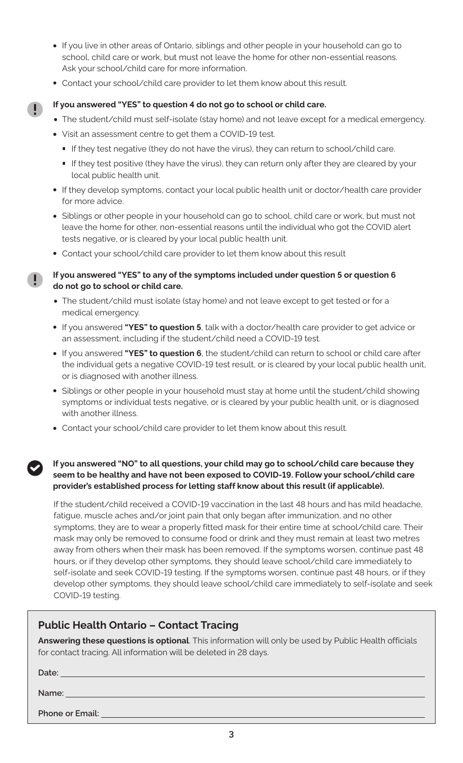- If you live in other areas of Ontario, siblings and other people in your household can go to school, child care or work, but must not leave the home for other non-essential reasons. Ask your school/child care for more information.
- Contact your school/child care provider to let them know about this result.

**If you answered "YES" to question 4 do not go to school or child care.**

- The student/child must self-isolate (stay home) and not leave except for a medical emergency.
- Visit an assessment centre to get them a COVID-19 test.
  - If they test negative (they do not have the virus), they can return to school/child care.
  - If they test positive (they have the virus), they can return only after they are cleared by your local public health unit.
- If they develop symptoms, contact your local public health unit or doctor/health care provider for more advice.
- Siblings or other people in your household can go to school, child care or work, but must not leave the home for other, non-essential reasons until the individual who got the COVID alert tests negative, or is cleared by your local public health unit.
- Contact your school/child care provider to let them know about this result

**If you answered "YES" to any of the symptoms included under question 5 or question 6 do not go to school or child care.**

- The student/child must isolate (stay home) and not leave except to get tested or for a medical emergency.
- If you answered **"YES" to question 5**, talk with a doctor/health care provider to get advice or an assessment, including if the student/child need a COVID-19 test.
- If you answered **"YES" to question 6**, the student/child can return to school or child care after the individual gets a negative COVID-19 test result, or is cleared by your local public health unit, or is diagnosed with another illness.
- Siblings or other people in your household must stay at home until the student/child showing symptoms or individual tests negative, or is cleared by your public health unit, or is diagnosed with another illness.
- Contact your school/child care provider to let them know about this result.

**If you answered "NO" to all questions, your child may go to school/child care because they seem to be healthy and have not been exposed to COVID-19. Follow your school/child care provider's established process for letting staff know about this result (if applicable).**

If the student/child received a COVID-19 vaccination in the last 48 hours and has mild headache, fatigue, muscle aches and/or joint pain that only began after immunization, and no other symptoms, they are to wear a properly fitted mask for their entire time at school/child care. Their mask may only be removed to consume food or drink and they must remain at least two metres away from others when their mask has been removed. If the symptoms worsen, continue past 48 hours, or if they develop other symptoms, they should leave school/child care immediately to self-isolate and seek COVID-19 testing. If the symptoms worsen, continue past 48 hours, or if they develop other symptoms, they should leave school/child care immediately to self-isolate and seek COVID-19 testing.

## Public Health Ontario – Contact Tracing

**Answering these questions is optional**. This information will only be used by Public Health officials for contact tracing. All information will be deleted in 28 days.

**Date:** ____________________

**Name:** ____________________

**Phone or Email:** ____________________